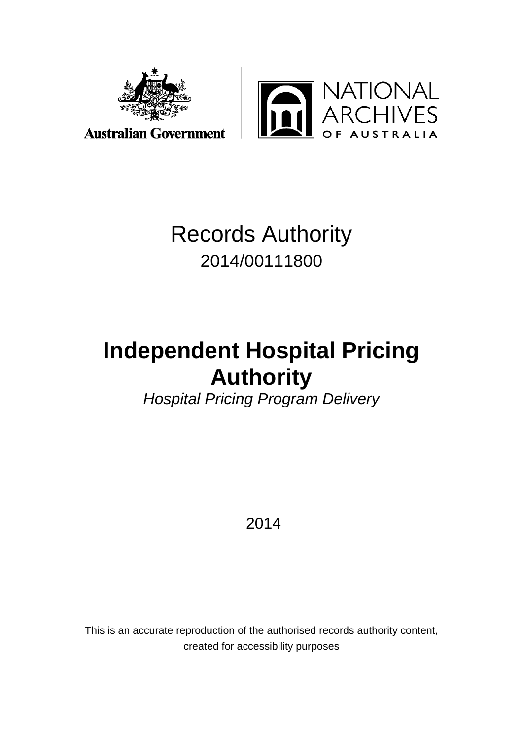Australian Government

NATIONAL ARCHIVES OF AUSTRALIA

# Records Authority

2014/00111800

# Independent Hospital Pricing Authority

*Hospital Pricing Program Delivery*

2014

This is an accurate reproduction of the authorised records authority content, created for accessibility purposes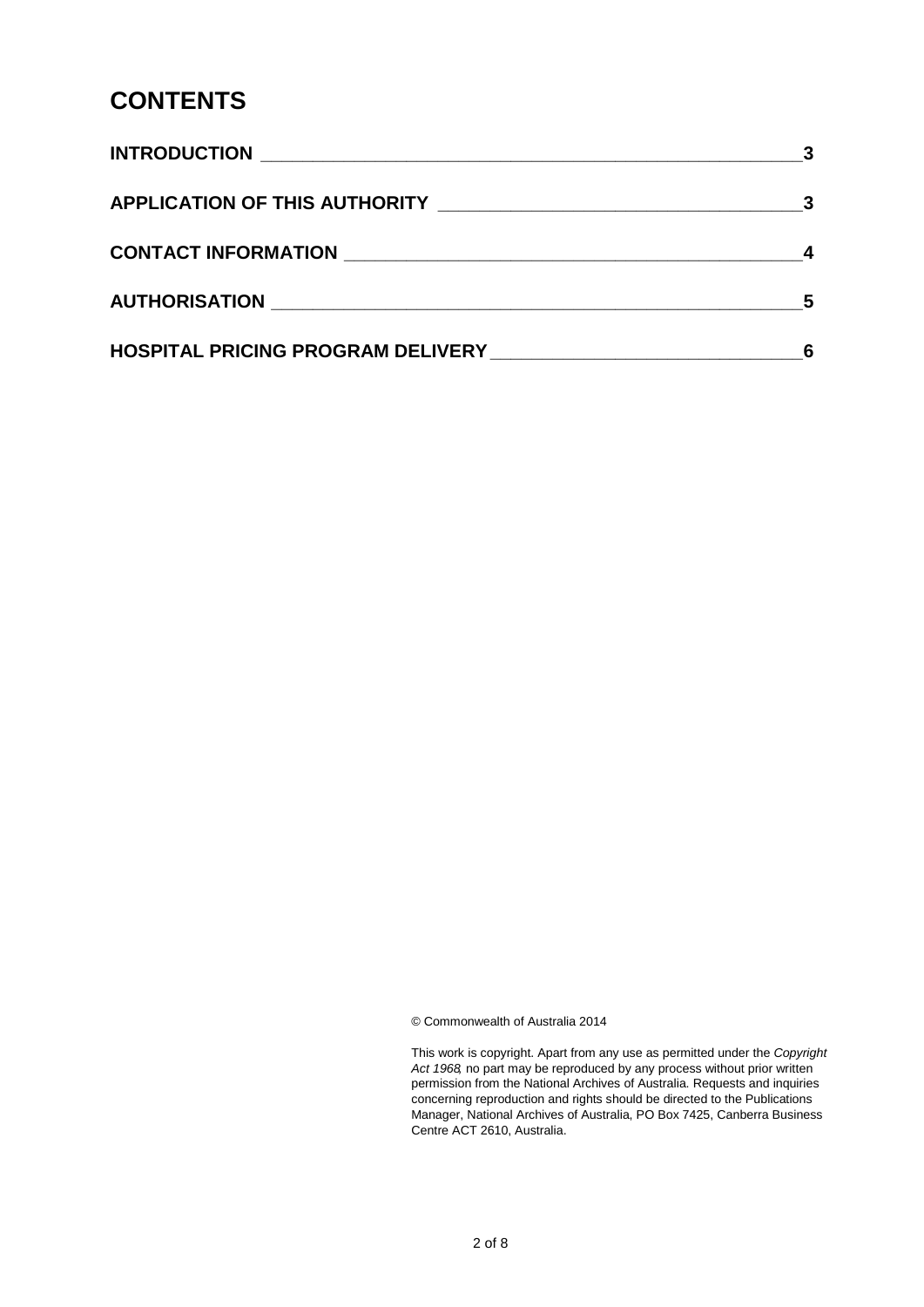# CONTENTS

| | |
|---|---|
| **INTRODUCTION** | **3** |
| **APPLICATION OF THIS AUTHORITY** | **3** |
| **CONTACT INFORMATION** | **4** |
| **AUTHORISATION** | **5** |
| **HOSPITAL PRICING PROGRAM DELIVERY** | **6** |

© Commonwealth of Australia 2014

This work is copyright. Apart from any use as permitted under the *Copyright Act 1968*, no part may be reproduced by any process without prior written permission from the National Archives of Australia. Requests and inquiries concerning reproduction and rights should be directed to the Publications Manager, National Archives of Australia, PO Box 7425, Canberra Business Centre ACT 2610, Australia.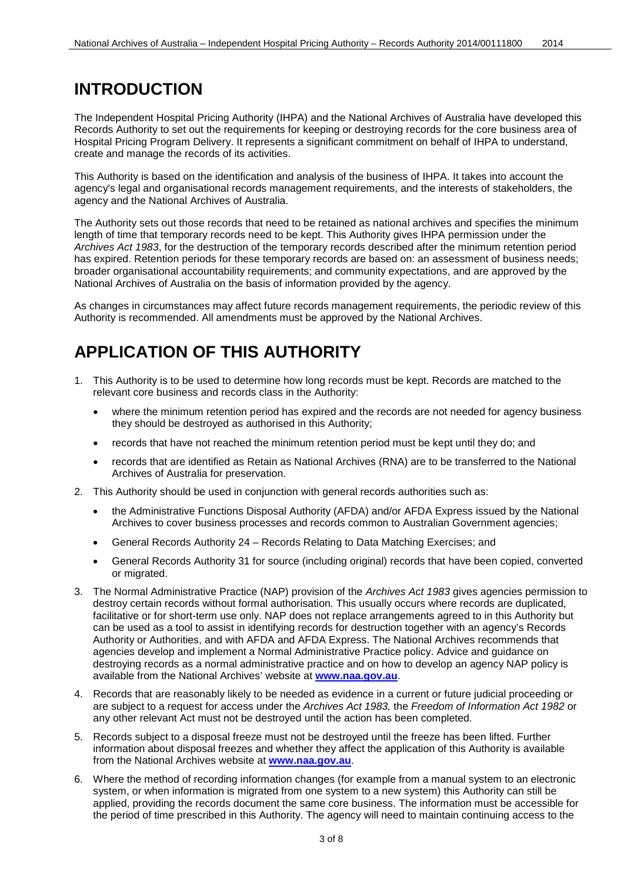# INTRODUCTION

The Independent Hospital Pricing Authority (IHPA) and the National Archives of Australia have developed this Records Authority to set out the requirements for keeping or destroying records for the core business area of Hospital Pricing Program Delivery. It represents a significant commitment on behalf of IHPA to understand, create and manage the records of its activities.

This Authority is based on the identification and analysis of the business of IHPA. It takes into account the agency's legal and organisational records management requirements, and the interests of stakeholders, the agency and the National Archives of Australia.

The Authority sets out those records that need to be retained as national archives and specifies the minimum length of time that temporary records need to be kept. This Authority gives IHPA permission under the *Archives Act 1983*, for the destruction of the temporary records described after the minimum retention period has expired. Retention periods for these temporary records are based on: an assessment of business needs; broader organisational accountability requirements; and community expectations, and are approved by the National Archives of Australia on the basis of information provided by the agency.

As changes in circumstances may affect future records management requirements, the periodic review of this Authority is recommended. All amendments must be approved by the National Archives.

# APPLICATION OF THIS AUTHORITY

1. This Authority is to be used to determine how long records must be kept. Records are matched to the relevant core business and records class in the Authority:
   - where the minimum retention period has expired and the records are not needed for agency business they should be destroyed as authorised in this Authority;
   - records that have not reached the minimum retention period must be kept until they do; and
   - records that are identified as Retain as National Archives (RNA) are to be transferred to the National Archives of Australia for preservation.
2. This Authority should be used in conjunction with general records authorities such as:
   - the Administrative Functions Disposal Authority (AFDA) and/or AFDA Express issued by the National Archives to cover business processes and records common to Australian Government agencies;
   - General Records Authority 24 – Records Relating to Data Matching Exercises; and
   - General Records Authority 31 for source (including original) records that have been copied, converted or migrated.
3. The Normal Administrative Practice (NAP) provision of the *Archives Act 1983* gives agencies permission to destroy certain records without formal authorisation. This usually occurs where records are duplicated, facilitative or for short-term use only. NAP does not replace arrangements agreed to in this Authority but can be used as a tool to assist in identifying records for destruction together with an agency's Records Authority or Authorities, and with AFDA and AFDA Express. The National Archives recommends that agencies develop and implement a Normal Administrative Practice policy. Advice and guidance on destroying records as a normal administrative practice and on how to develop an agency NAP policy is available from the National Archives' website at **www.naa.gov.au**.
4. Records that are reasonably likely to be needed as evidence in a current or future judicial proceeding or are subject to a request for access under the *Archives Act 1983,* the *Freedom of Information Act 1982* or any other relevant Act must not be destroyed until the action has been completed.
5. Records subject to a disposal freeze must not be destroyed until the freeze has been lifted. Further information about disposal freezes and whether they affect the application of this Authority is available from the National Archives website at **www.naa.gov.au**.
6. Where the method of recording information changes (for example from a manual system to an electronic system, or when information is migrated from one system to a new system) this Authority can still be applied, providing the records document the same core business. The information must be accessible for the period of time prescribed in this Authority. The agency will need to maintain continuing access to the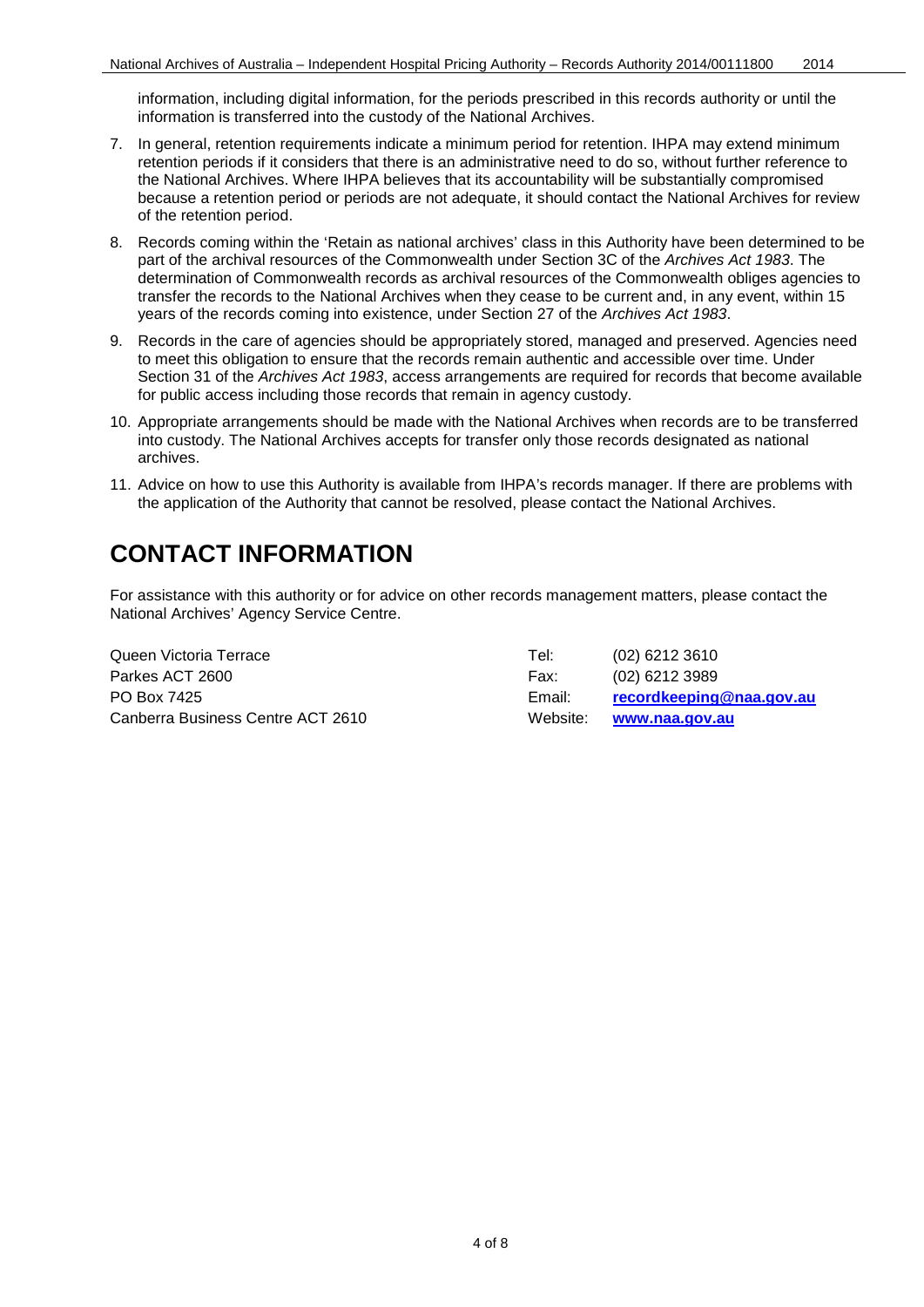information, including digital information, for the periods prescribed in this records authority or until the information is transferred into the custody of the National Archives.

7. In general, retention requirements indicate a minimum period for retention. IHPA may extend minimum retention periods if it considers that there is an administrative need to do so, without further reference to the National Archives. Where IHPA believes that its accountability will be substantially compromised because a retention period or periods are not adequate, it should contact the National Archives for review of the retention period.
8. Records coming within the 'Retain as national archives' class in this Authority have been determined to be part of the archival resources of the Commonwealth under Section 3C of the *Archives Act 1983*. The determination of Commonwealth records as archival resources of the Commonwealth obliges agencies to transfer the records to the National Archives when they cease to be current and, in any event, within 15 years of the records coming into existence, under Section 27 of the *Archives Act 1983*.
9. Records in the care of agencies should be appropriately stored, managed and preserved. Agencies need to meet this obligation to ensure that the records remain authentic and accessible over time. Under Section 31 of the *Archives Act 1983*, access arrangements are required for records that become available for public access including those records that remain in agency custody.
10. Appropriate arrangements should be made with the National Archives when records are to be transferred into custody. The National Archives accepts for transfer only those records designated as national archives.
11. Advice on how to use this Authority is available from IHPA's records manager. If there are problems with the application of the Authority that cannot be resolved, please contact the National Archives.

# CONTACT INFORMATION

For assistance with this authority or for advice on other records management matters, please contact the National Archives' Agency Service Centre.

| | | |
|---|---|---|
| Queen Victoria Terrace | Tel: | (02) 6212 3610 |
| Parkes ACT 2600 | Fax: | (02) 6212 3989 |
| PO Box 7425 | Email: | **recordkeeping@naa.gov.au** |
| Canberra Business Centre ACT 2610 | Website: | **www.naa.gov.au** |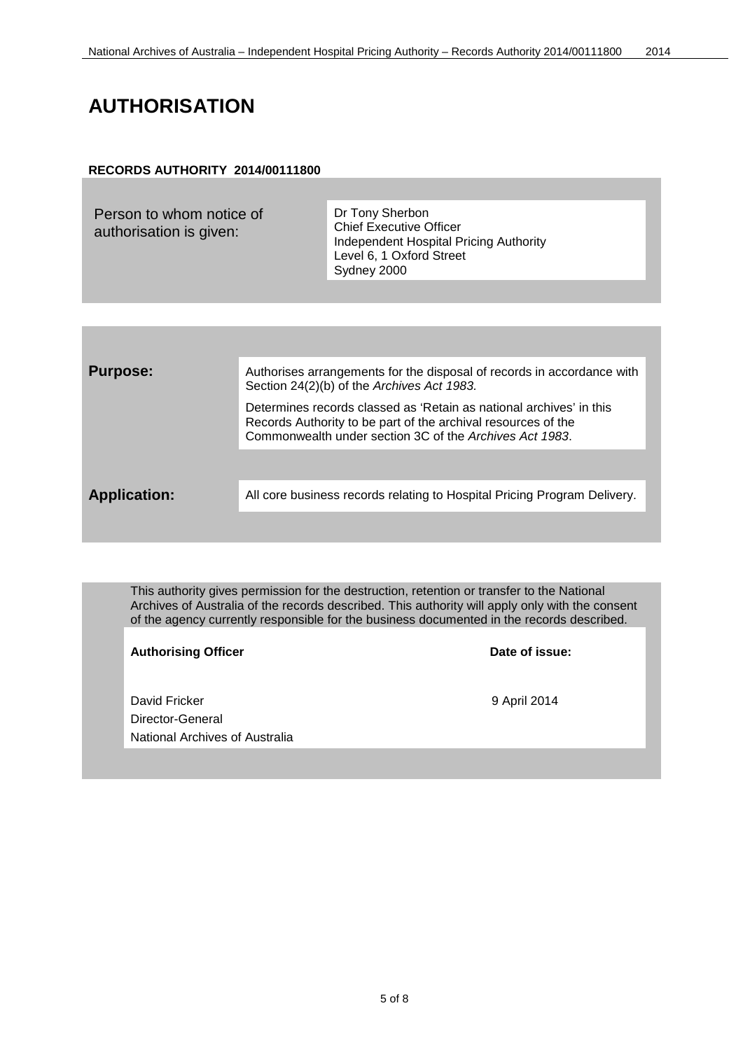# AUTHORISATION

**RECORDS AUTHORITY 2014/00111800**

| Person to whom notice of authorisation is given: | Dr Tony Sherbon<br>Chief Executive Officer<br>Independent Hospital Pricing Authority<br>Level 6, 1 Oxford Street<br>Sydney 2000 |
|---|---|

| | |
|---|---|
| **Purpose:** | Authorises arrangements for the disposal of records in accordance with Section 24(2)(b) of the *Archives Act 1983.*<br><br>Determines records classed as 'Retain as national archives' in this Records Authority to be part of the archival resources of the Commonwealth under section 3C of the *Archives Act 1983*. |
| **Application:** | All core business records relating to Hospital Pricing Program Delivery. |

This authority gives permission for the destruction, retention or transfer to the National Archives of Australia of the records described. This authority will apply only with the consent of the agency currently responsible for the business documented in the records described.

| **Authorising Officer** | **Date of issue:** |
|---|---|
| David Fricker<br>Director-General<br>National Archives of Australia | 9 April 2014 |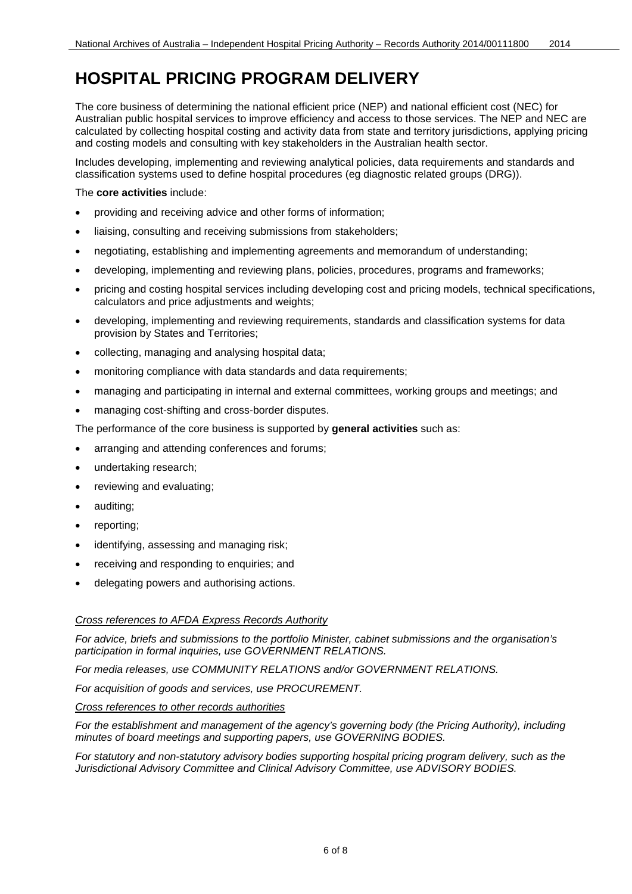# HOSPITAL PRICING PROGRAM DELIVERY

The core business of determining the national efficient price (NEP) and national efficient cost (NEC) for Australian public hospital services to improve efficiency and access to those services. The NEP and NEC are calculated by collecting hospital costing and activity data from state and territory jurisdictions, applying pricing and costing models and consulting with key stakeholders in the Australian health sector.

Includes developing, implementing and reviewing analytical policies, data requirements and standards and classification systems used to define hospital procedures (eg diagnostic related groups (DRG)).

The **core activities** include:

- providing and receiving advice and other forms of information;
- liaising, consulting and receiving submissions from stakeholders;
- negotiating, establishing and implementing agreements and memorandum of understanding;
- developing, implementing and reviewing plans, policies, procedures, programs and frameworks;
- pricing and costing hospital services including developing cost and pricing models, technical specifications, calculators and price adjustments and weights;
- developing, implementing and reviewing requirements, standards and classification systems for data provision by States and Territories;
- collecting, managing and analysing hospital data;
- monitoring compliance with data standards and data requirements;
- managing and participating in internal and external committees, working groups and meetings; and
- managing cost-shifting and cross-border disputes.

The performance of the core business is supported by **general activities** such as:

- arranging and attending conferences and forums;
- undertaking research;
- reviewing and evaluating;
- auditing;
- reporting;
- identifying, assessing and managing risk;
- receiving and responding to enquiries; and
- delegating powers and authorising actions.

*Cross references to AFDA Express Records Authority*

*For advice, briefs and submissions to the portfolio Minister, cabinet submissions and the organisation's participation in formal inquiries, use GOVERNMENT RELATIONS.*

*For media releases, use COMMUNITY RELATIONS and/or GOVERNMENT RELATIONS.*

*For acquisition of goods and services, use PROCUREMENT.*

*Cross references to other records authorities*

*For the establishment and management of the agency's governing body (the Pricing Authority), including minutes of board meetings and supporting papers, use GOVERNING BODIES.*

*For statutory and non-statutory advisory bodies supporting hospital pricing program delivery, such as the Jurisdictional Advisory Committee and Clinical Advisory Committee, use ADVISORY BODIES.*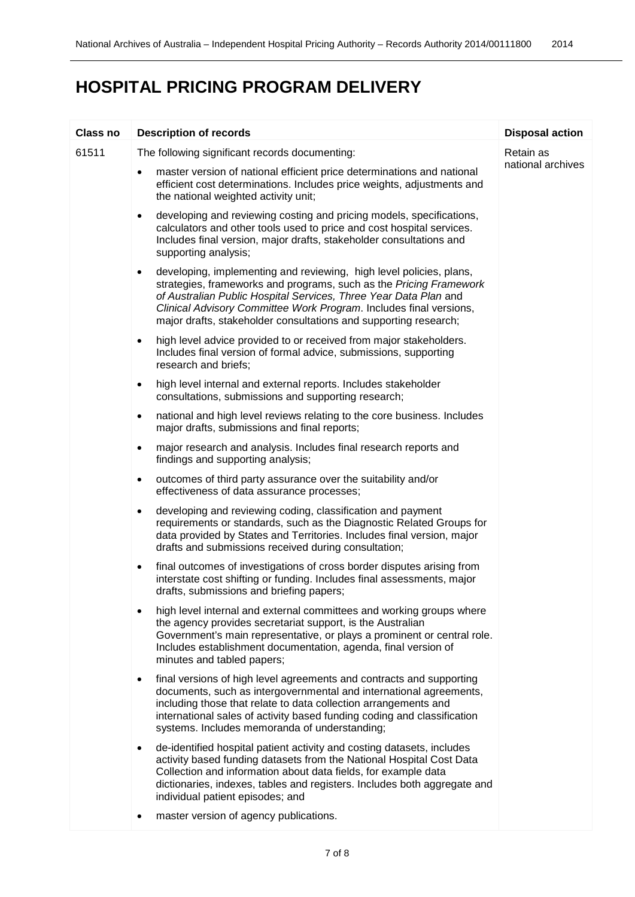# HOSPITAL PRICING PROGRAM DELIVERY

| Class no | Description of records | Disposal action |
|---|---|---|
| 61511 | The following significant records documenting:<br>• master version of national efficient price determinations and national efficient cost determinations. Includes price weights, adjustments and the national weighted activity unit;<br>• developing and reviewing costing and pricing models, specifications, calculators and other tools used to price and cost hospital services. Includes final version, major drafts, stakeholder consultations and supporting analysis;<br>• developing, implementing and reviewing, high level policies, plans, strategies, frameworks and programs, such as the *Pricing Framework of Australian Public Hospital Services, Three Year Data Plan* and *Clinical Advisory Committee Work Program*. Includes final versions, major drafts, stakeholder consultations and supporting research;<br>• high level advice provided to or received from major stakeholders. Includes final version of formal advice, submissions, supporting research and briefs;<br>• high level internal and external reports. Includes stakeholder consultations, submissions and supporting research;<br>• national and high level reviews relating to the core business. Includes major drafts, submissions and final reports;<br>• major research and analysis. Includes final research reports and findings and supporting analysis;<br>• outcomes of third party assurance over the suitability and/or effectiveness of data assurance processes;<br>• developing and reviewing coding, classification and payment requirements or standards, such as the Diagnostic Related Groups for data provided by States and Territories. Includes final version, major drafts and submissions received during consultation;<br>• final outcomes of investigations of cross border disputes arising from interstate cost shifting or funding. Includes final assessments, major drafts, submissions and briefing papers;<br>• high level internal and external committees and working groups where the agency provides secretariat support, is the Australian Government's main representative, or plays a prominent or central role. Includes establishment documentation, agenda, final version of minutes and tabled papers;<br>• final versions of high level agreements and contracts and supporting documents, such as intergovernmental and international agreements, including those that relate to data collection arrangements and international sales of activity based funding coding and classification systems. Includes memoranda of understanding;<br>• de-identified hospital patient activity and costing datasets, includes activity based funding datasets from the National Hospital Cost Data Collection and information about data fields, for example data dictionaries, indexes, tables and registers. Includes both aggregate and individual patient episodes; and<br>• master version of agency publications. | Retain as national archives |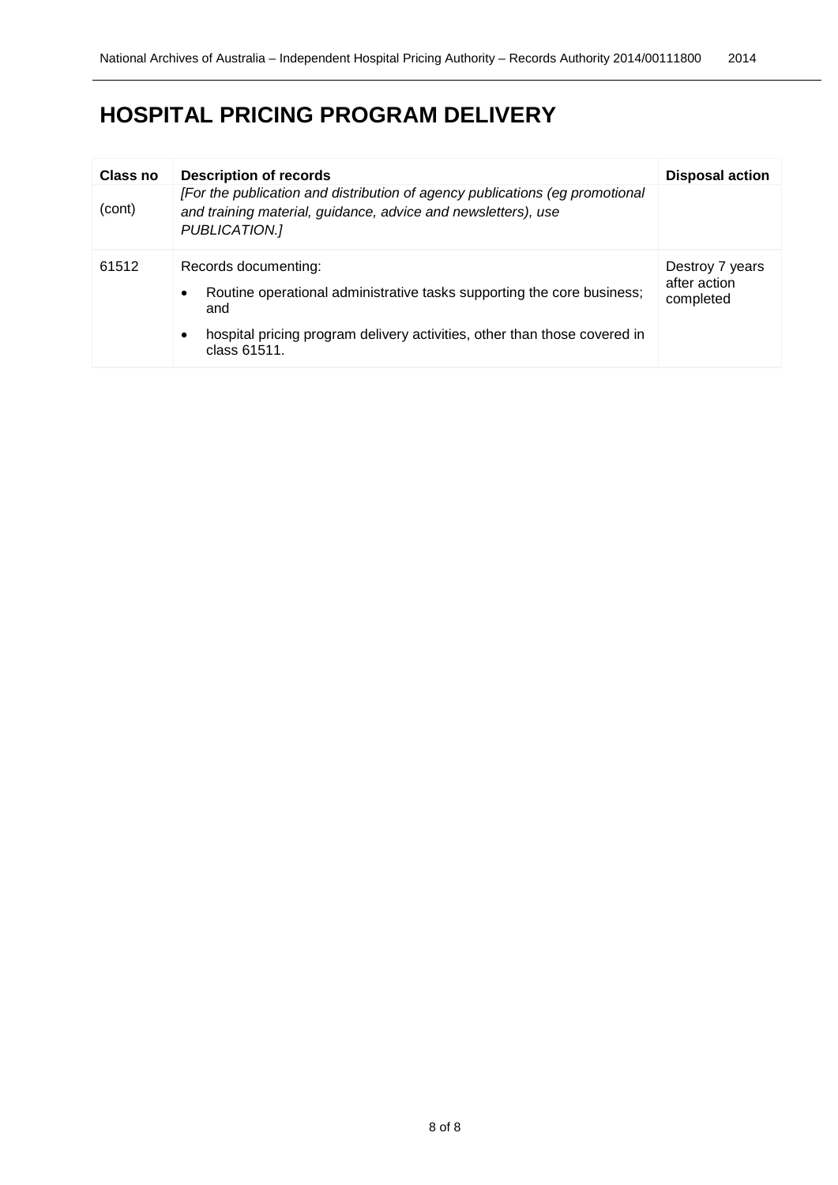# HOSPITAL PRICING PROGRAM DELIVERY

| Class no | Description of records | Disposal action |
|---|---|---|
| (cont) | *[For the publication and distribution of agency publications (eg promotional and training material, guidance, advice and newsletters), use PUBLICATION.]* | |
| 61512 | Records documenting:<br>• Routine operational administrative tasks supporting the core business; and<br>• hospital pricing program delivery activities, other than those covered in class 61511. | Destroy 7 years after action completed |